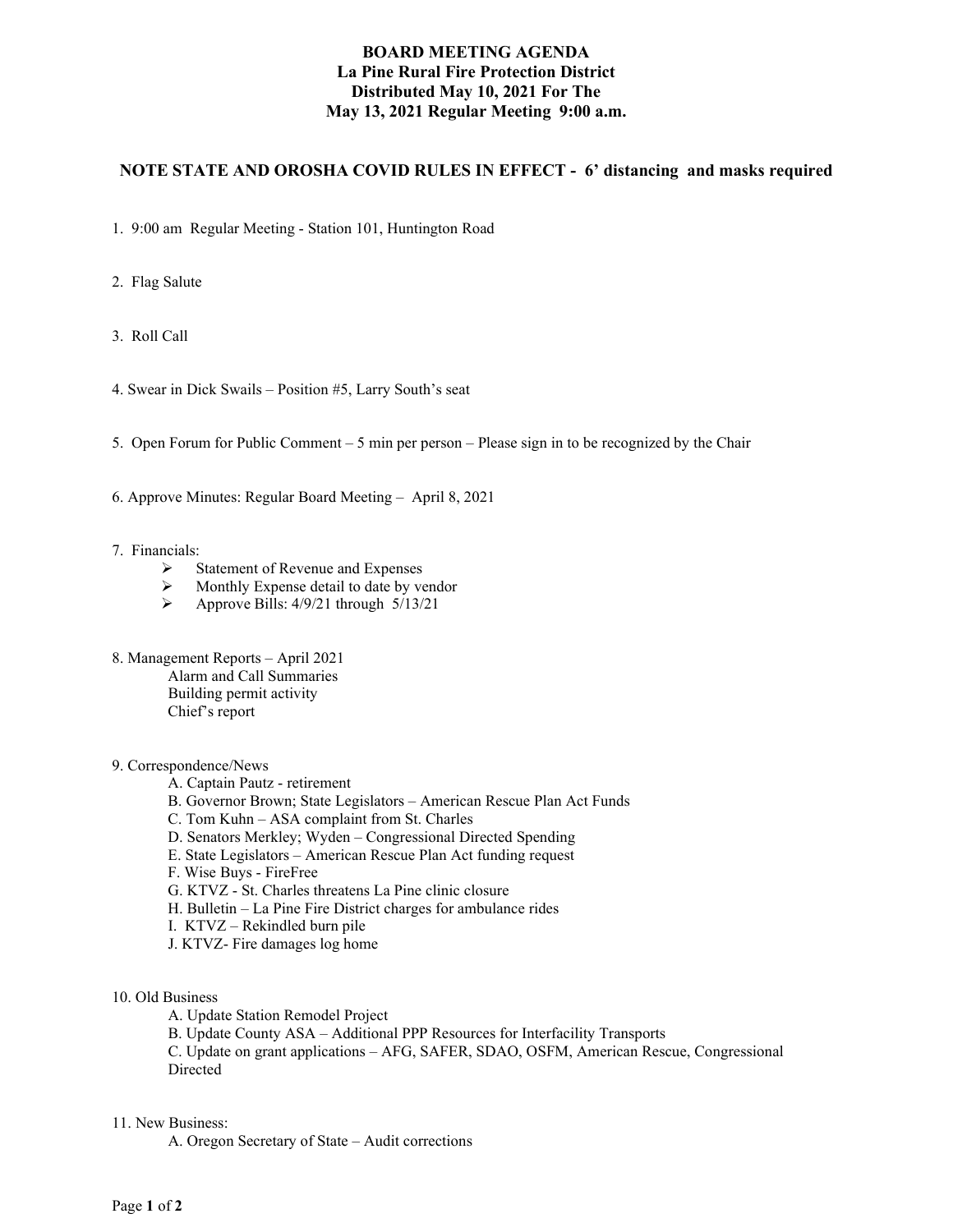# BOARD MEETING AGENDA
## La Pine Rural Fire Protection District
## Distributed May 10, 2021 For The
## May 13, 2021 Regular Meeting 9:00 a.m.

**NOTE STATE AND OROSHA COVID RULES IN EFFECT - 6' distancing and masks required**

1. 9:00 am Regular Meeting - Station 101, Huntington Road

2. Flag Salute

3. Roll Call

4. Swear in Dick Swails – Position #5, Larry South's seat

5. Open Forum for Public Comment – 5 min per person – Please sign in to be recognized by the Chair

6. Approve Minutes: Regular Board Meeting – April 8, 2021

7. Financials:
   - Statement of Revenue and Expenses
   - Monthly Expense detail to date by vendor
   - Approve Bills: 4/9/21 through 5/13/21

8. Management Reports – April 2021
   - Alarm and Call Summaries
   - Building permit activity
   - Chief's report

9. Correspondence/News
   - A. Captain Pautz - retirement
   - B. Governor Brown; State Legislators – American Rescue Plan Act Funds
   - C. Tom Kuhn – ASA complaint from St. Charles
   - D. Senators Merkley; Wyden – Congressional Directed Spending
   - E. State Legislators – American Rescue Plan Act funding request
   - F. Wise Buys - FireFree
   - G. KTVZ - St. Charles threatens La Pine clinic closure
   - H. Bulletin – La Pine Fire District charges for ambulance rides
   - I. KTVZ – Rekindled burn pile
   - J. KTVZ- Fire damages log home

10. Old Business
    - A. Update Station Remodel Project
    - B. Update County ASA – Additional PPP Resources for Interfacility Transports
    - C. Update on grant applications – AFG, SAFER, SDAO, OSFM, American Rescue, Congressional Directed

11. New Business:
    - A. Oregon Secretary of State – Audit corrections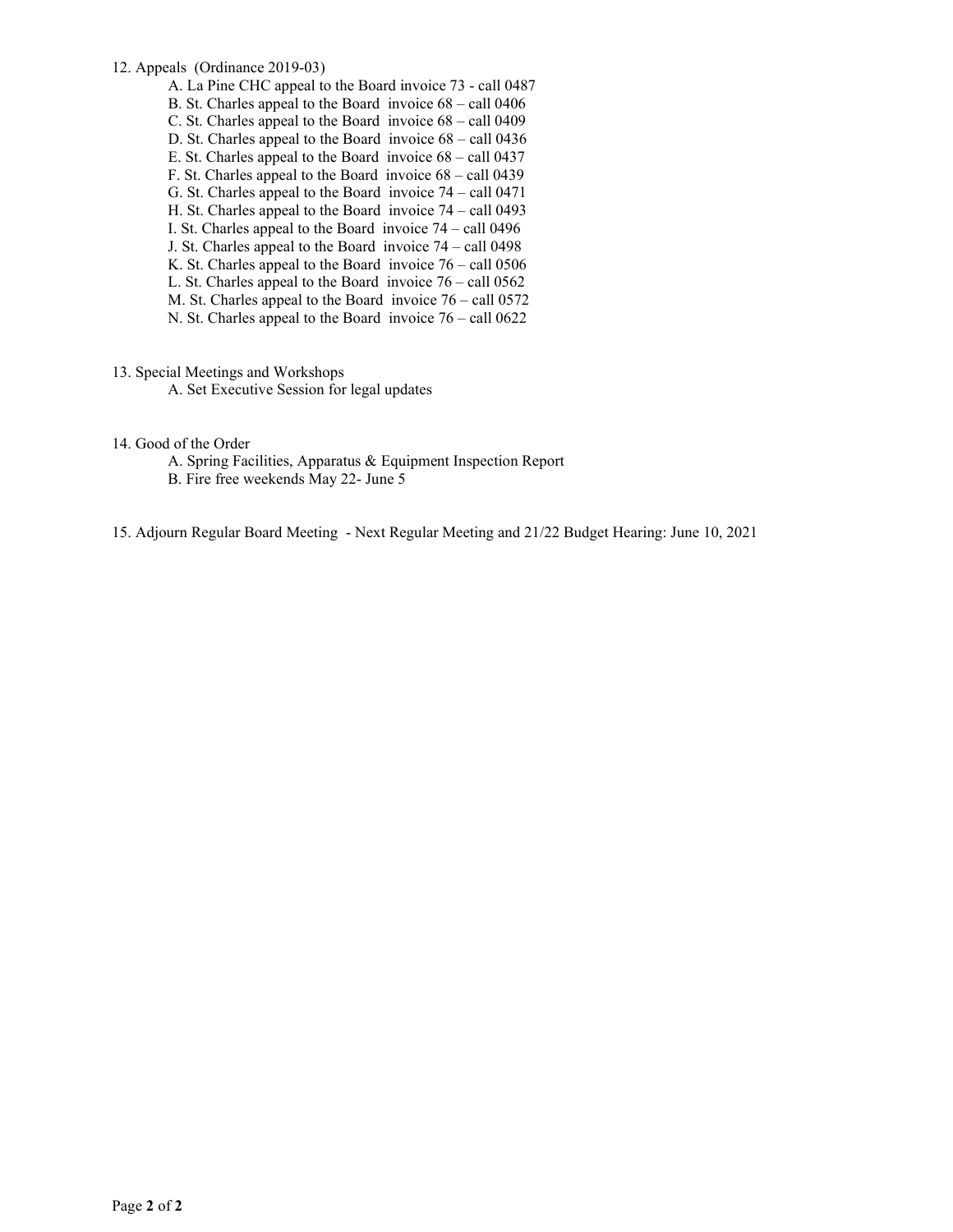12. Appeals (Ordinance 2019-03)
    - A. La Pine CHC appeal to the Board invoice 73 - call 0487
    - B. St. Charles appeal to the Board invoice 68 – call 0406
    - C. St. Charles appeal to the Board invoice 68 – call 0409
    - D. St. Charles appeal to the Board invoice 68 – call 0436
    - E. St. Charles appeal to the Board invoice 68 – call 0437
    - F. St. Charles appeal to the Board invoice 68 – call 0439
    - G. St. Charles appeal to the Board invoice 74 – call 0471
    - H. St. Charles appeal to the Board invoice 74 – call 0493
    - I. St. Charles appeal to the Board invoice 74 – call 0496
    - J. St. Charles appeal to the Board invoice 74 – call 0498
    - K. St. Charles appeal to the Board invoice 76 – call 0506
    - L. St. Charles appeal to the Board invoice 76 – call 0562
    - M. St. Charles appeal to the Board invoice 76 – call 0572
    - N. St. Charles appeal to the Board invoice 76 – call 0622

13. Special Meetings and Workshops
    - A. Set Executive Session for legal updates

14. Good of the Order
    - A. Spring Facilities, Apparatus & Equipment Inspection Report
    - B. Fire free weekends May 22- June 5

15. Adjourn Regular Board Meeting - Next Regular Meeting and 21/22 Budget Hearing: June 10, 2021